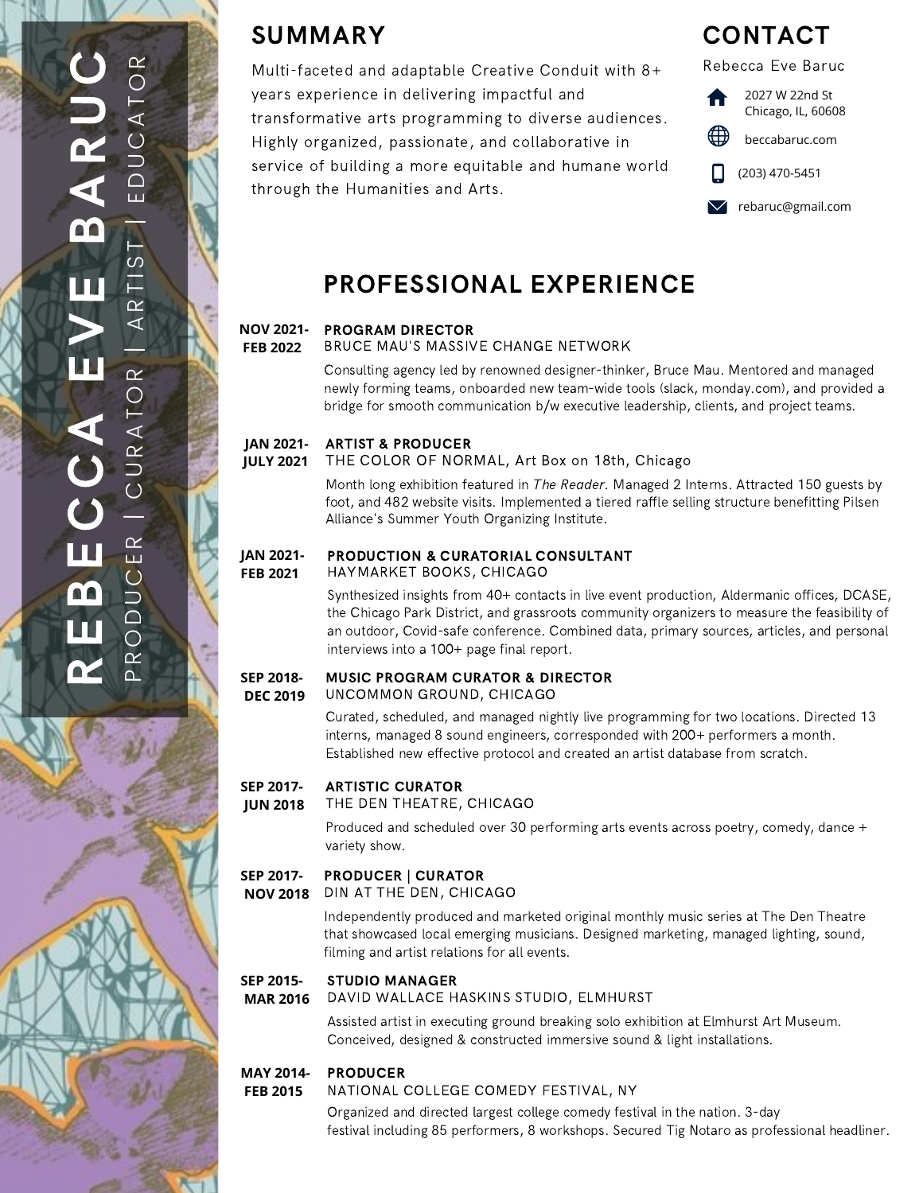# REBECCA EVE BARUC

PRODUCER | CURATOR | ARTIST | EDUCATOR

## SUMMARY

Multi-faceted and adaptable Creative Conduit with 8+ years experience in delivering impactful and transformative arts programming to diverse audiences. Highly organized, passionate, and collaborative in service of building a more equitable and humane world through the Humanities and Arts.

## CONTACT

Rebecca Eve Baruc

2027 W 22nd St
Chicago, IL, 60608

beccabaruc.com

(203) 470-5451

rebaruc@gmail.com

## PROFESSIONAL EXPERIENCE

**NOV 2021- FEB 2022**

**PROGRAM DIRECTOR**
BRUCE MAU'S MASSIVE CHANGE NETWORK

Consulting agency led by renowned designer-thinker, Bruce Mau. Mentored and managed newly forming teams, onboarded new team-wide tools (slack, monday.com), and provided a bridge for smooth communication b/w executive leadership, clients, and project teams.

**JAN 2021- JULY 2021**

**ARTIST & PRODUCER**
THE COLOR OF NORMAL, Art Box on 18th, Chicago

Month long exhibition featured in *The Reader.* Managed 2 Interns. Attracted 150 guests by foot, and 482 website visits. Implemented a tiered raffle selling structure benefitting Pilsen Alliance's Summer Youth Organizing Institute.

**JAN 2021- FEB 2021**

**PRODUCTION & CURATORIAL CONSULTANT**
HAYMARKET BOOKS, CHICAGO

Synthesized insights from 40+ contacts in live event production, Aldermanic offices, DCASE, the Chicago Park District, and grassroots community organizers to measure the feasibility of an outdoor, Covid-safe conference. Combined data, primary sources, articles, and personal interviews into a 100+ page final report.

**SEP 2018- DEC 2019**

**MUSIC PROGRAM CURATOR & DIRECTOR**
UNCOMMON GROUND, CHICAGO

Curated, scheduled, and managed nightly live programming for two locations. Directed 13 interns, managed 8 sound engineers, corresponded with 200+ performers a month. Established new effective protocol and created an artist database from scratch.

**SEP 2017- JUN 2018**

**ARTISTIC CURATOR**
THE DEN THEATRE, CHICAGO

Produced and scheduled over 30 performing arts events across poetry, comedy, dance + variety show.

**SEP 2017- NOV 2018**

**PRODUCER | CURATOR**
DIN AT THE DEN, CHICAGO

Independently produced and marketed original monthly music series at The Den Theatre that showcased local emerging musicians. Designed marketing, managed lighting, sound, filming and artist relations for all events.

**SEP 2015- MAR 2016**

**STUDIO MANAGER**
DAVID WALLACE HASKINS STUDIO, ELMHURST

Assisted artist in executing ground breaking solo exhibition at Elmhurst Art Museum. Conceived, designed & constructed immersive sound & light installations.

**MAY 2014- FEB 2015**

**PRODUCER**
NATIONAL COLLEGE COMEDY FESTIVAL, NY

Organized and directed largest college comedy festival in the nation. 3-day festival including 85 performers, 8 workshops. Secured Tig Notaro as professional headliner.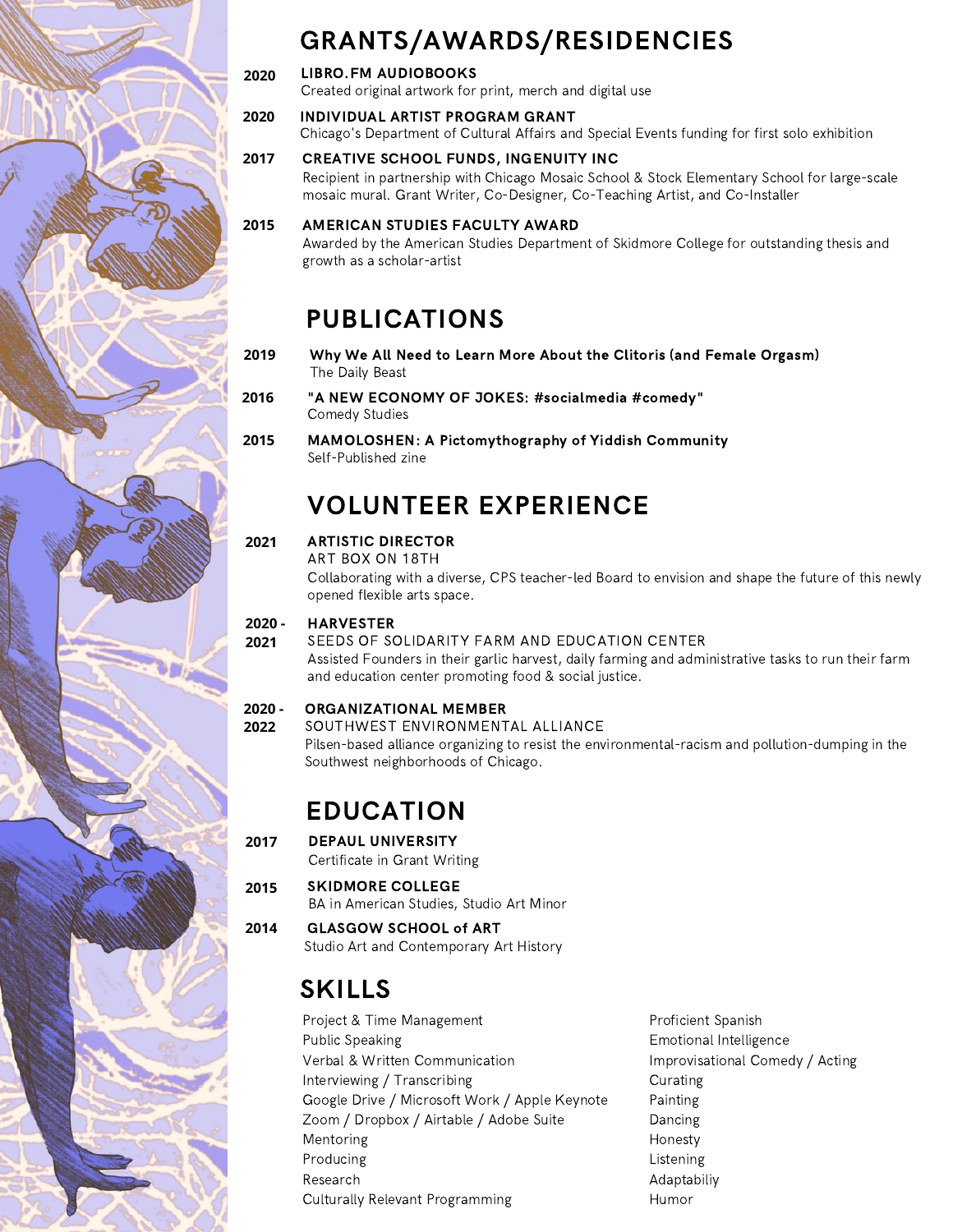## GRANTS/AWARDS/RESIDENCIES

**2020** **LIBRO.FM AUDIOBOOKS**
Created original artwork for print, merch and digital use

**2020** **INDIVIDUAL ARTIST PROGRAM GRANT**
Chicago's Department of Cultural Affairs and Special Events funding for first solo exhibition

**2017** **CREATIVE SCHOOL FUNDS, INGENUITY INC**
Recipient in partnership with Chicago Mosaic School & Stock Elementary School for large-scale mosaic mural. Grant Writer, Co-Designer, Co-Teaching Artist, and Co-Installer

**2015** **AMERICAN STUDIES FACULTY AWARD**
Awarded by the American Studies Department of Skidmore College for outstanding thesis and growth as a scholar-artist

## PUBLICATIONS

**2019** **Why We All Need to Learn More About the Clitoris (and Female Orgasm)**
The Daily Beast

**2016** **"A NEW ECONOMY OF JOKES: #socialmedia #comedy"**
Comedy Studies

**2015** **MAMOLOSHEN: A Pictomythography of Yiddish Community**
Self-Published zine

## VOLUNTEER EXPERIENCE

**2021** **ARTISTIC DIRECTOR**
ART BOX ON 18TH
Collaborating with a diverse, CPS teacher-led Board to envision and shape the future of this newly opened flexible arts space.

**2020 - 2021** **HARVESTER**
SEEDS OF SOLIDARITY FARM AND EDUCATION CENTER
Assisted Founders in their garlic harvest, daily farming and administrative tasks to run their farm and education center promoting food & social justice.

**2020 - 2022** **ORGANIZATIONAL MEMBER**
SOUTHWEST ENVIRONMENTAL ALLIANCE
Pilsen-based alliance organizing to resist the environmental-racism and pollution-dumping in the Southwest neighborhoods of Chicago.

## EDUCATION

**2017** **DEPAUL UNIVERSITY**
Certificate in Grant Writing

**2015** **SKIDMORE COLLEGE**
BA in American Studies, Studio Art Minor

**2014** **GLASGOW SCHOOL of ART**
Studio Art and Contemporary Art History

## SKILLS

- Project & Time Management
- Public Speaking
- Verbal & Written Communication
- Interviewing / Transcribing
- Google Drive / Microsoft Work / Apple Keynote
- Zoom / Dropbox / Airtable / Adobe Suite
- Mentoring
- Producing
- Research
- Culturally Relevant Programming
- Proficient Spanish
- Emotional Intelligence
- Improvisational Comedy / Acting
- Curating
- Painting
- Dancing
- Honesty
- Listening
- Adaptabiliy
- Humor